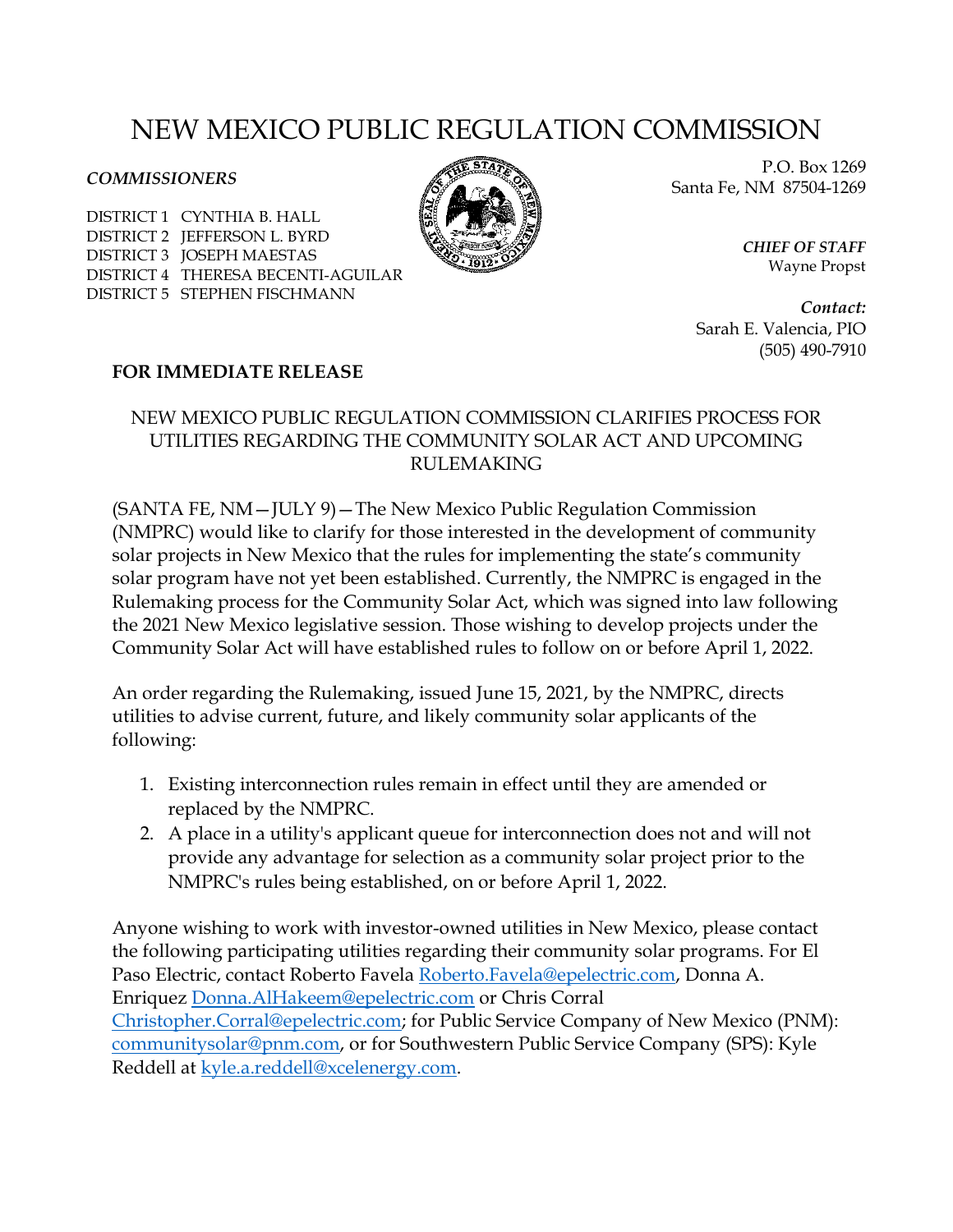# NEW MEXICO PUBLIC REGULATION COMMISSION

***COMMISSIONERS***

DISTRICT 1 CYNTHIA B. HALL
DISTRICT 2 JEFFERSON L. BYRD
DISTRICT 3 JOSEPH MAESTAS
DISTRICT 4 THERESA BECENTI-AGUILAR
DISTRICT 5 STEPHEN FISCHMANN

P.O. Box 1269
Santa Fe, NM 87504-1269

***CHIEF OF STAFF***
Wayne Propst

***Contact:***
Sarah E. Valencia, PIO
(505) 490-7910

**FOR IMMEDIATE RELEASE**

NEW MEXICO PUBLIC REGULATION COMMISSION CLARIFIES PROCESS FOR UTILITIES REGARDING THE COMMUNITY SOLAR ACT AND UPCOMING RULEMAKING

(SANTA FE, NM—JULY 9)—The New Mexico Public Regulation Commission (NMPRC) would like to clarify for those interested in the development of community solar projects in New Mexico that the rules for implementing the state's community solar program have not yet been established. Currently, the NMPRC is engaged in the Rulemaking process for the Community Solar Act, which was signed into law following the 2021 New Mexico legislative session. Those wishing to develop projects under the Community Solar Act will have established rules to follow on or before April 1, 2022.

An order regarding the Rulemaking, issued June 15, 2021, by the NMPRC, directs utilities to advise current, future, and likely community solar applicants of the following:

1. Existing interconnection rules remain in effect until they are amended or replaced by the NMPRC.
2. A place in a utility's applicant queue for interconnection does not and will not provide any advantage for selection as a community solar project prior to the NMPRC's rules being established, on or before April 1, 2022.

Anyone wishing to work with investor-owned utilities in New Mexico, please contact the following participating utilities regarding their community solar programs. For El Paso Electric, contact Roberto Favela Roberto.Favela@epelectric.com, Donna A. Enriquez Donna.AlHakeem@epelectric.com or Chris Corral Christopher.Corral@epelectric.com; for Public Service Company of New Mexico (PNM): communitysolar@pnm.com, or for Southwestern Public Service Company (SPS): Kyle Reddell at kyle.a.reddell@xcelenergy.com.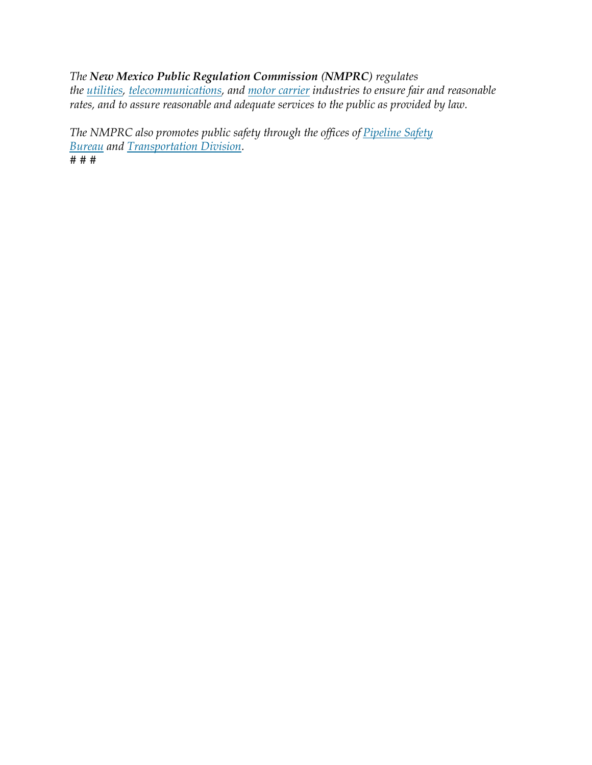*The **New Mexico Public Regulation Commission (NMPRC)** regulates the utilities, telecommunications, and motor carrier industries to ensure fair and reasonable rates, and to assure reasonable and adequate services to the public as provided by law.*

*The NMPRC also promotes public safety through the offices of Pipeline Safety Bureau and Transportation Division.*

# # #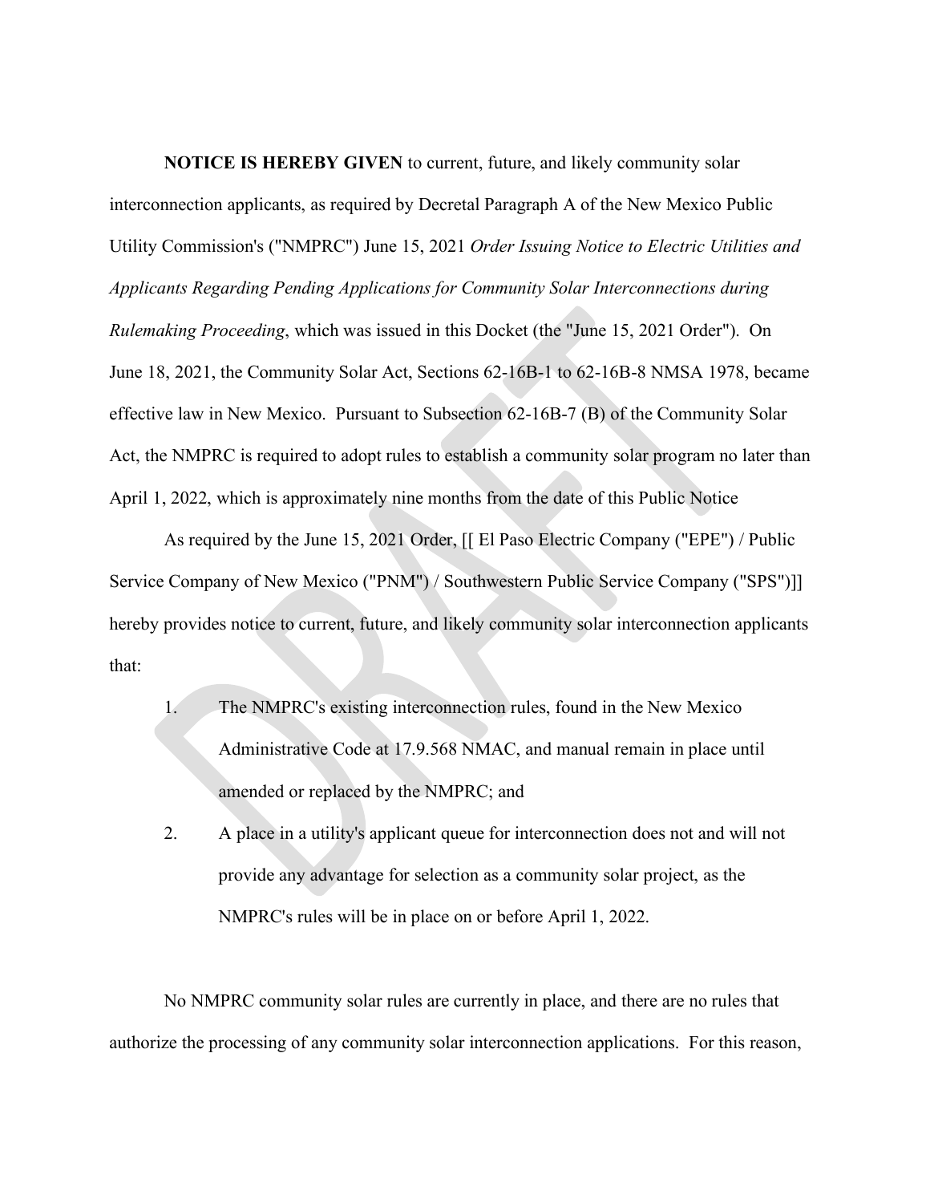**NOTICE IS HEREBY GIVEN** to current, future, and likely community solar interconnection applicants, as required by Decretal Paragraph A of the New Mexico Public Utility Commission's ("NMPRC") June 15, 2021 *Order Issuing Notice to Electric Utilities and Applicants Regarding Pending Applications for Community Solar Interconnections during Rulemaking Proceeding*, which was issued in this Docket (the "June 15, 2021 Order"). On June 18, 2021, the Community Solar Act, Sections 62-16B-1 to 62-16B-8 NMSA 1978, became effective law in New Mexico. Pursuant to Subsection 62-16B-7 (B) of the Community Solar Act, the NMPRC is required to adopt rules to establish a community solar program no later than April 1, 2022, which is approximately nine months from the date of this Public Notice

As required by the June 15, 2021 Order, [[ El Paso Electric Company ("EPE") / Public Service Company of New Mexico ("PNM") / Southwestern Public Service Company ("SPS")]] hereby provides notice to current, future, and likely community solar interconnection applicants that:

1. The NMPRC's existing interconnection rules, found in the New Mexico Administrative Code at 17.9.568 NMAC, and manual remain in place until amended or replaced by the NMPRC; and
2. A place in a utility's applicant queue for interconnection does not and will not provide any advantage for selection as a community solar project, as the NMPRC's rules will be in place on or before April 1, 2022.

No NMPRC community solar rules are currently in place, and there are no rules that authorize the processing of any community solar interconnection applications. For this reason,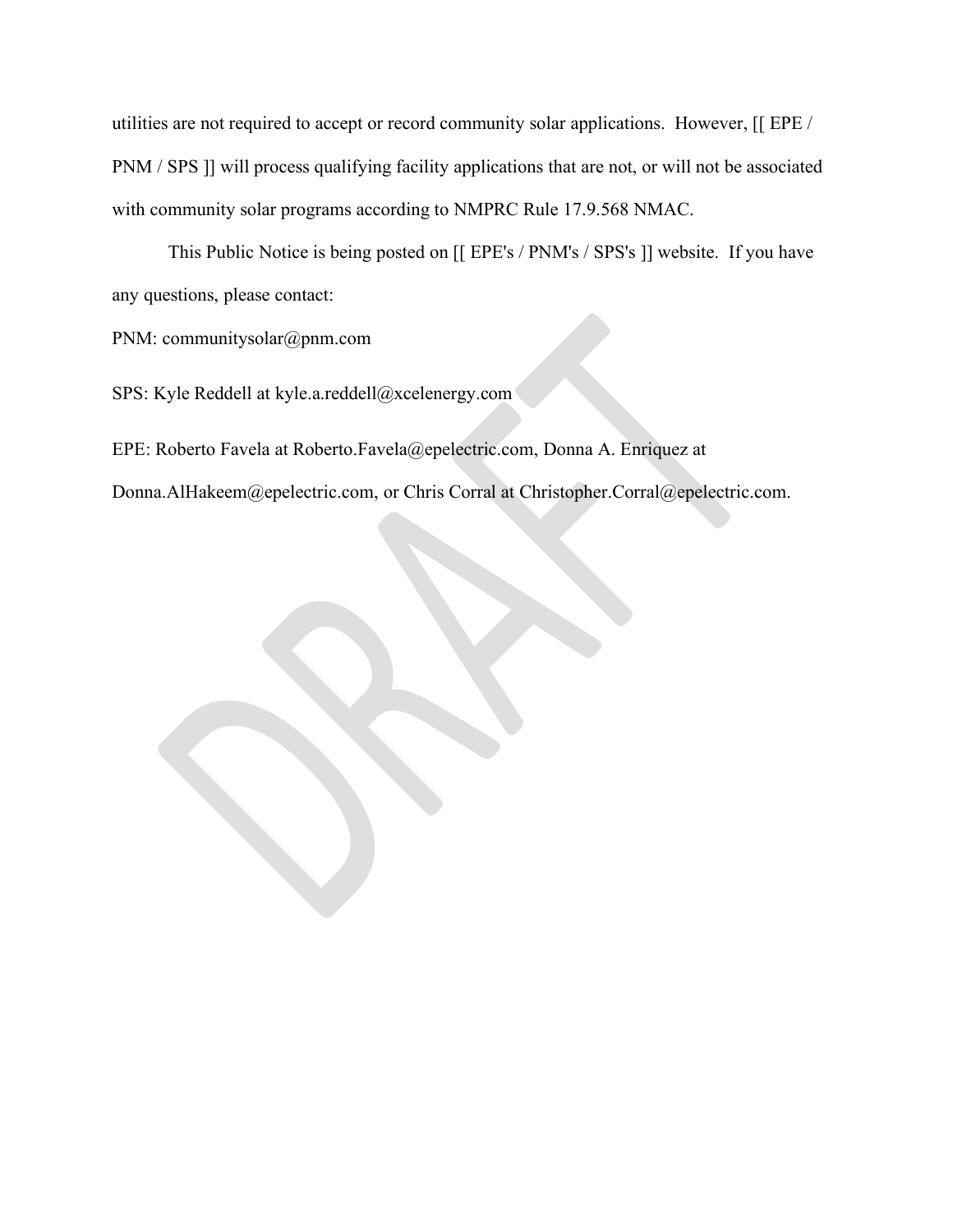utilities are not required to accept or record community solar applications. However, [[ EPE / PNM / SPS ]] will process qualifying facility applications that are not, or will not be associated with community solar programs according to NMPRC Rule 17.9.568 NMAC.

This Public Notice is being posted on [[ EPE's / PNM's / SPS's ]] website. If you have any questions, please contact:

PNM: communitysolar@pnm.com

SPS: Kyle Reddell at kyle.a.reddell@xcelenergy.com

EPE: Roberto Favela at Roberto.Favela@epelectric.com, Donna A. Enriquez at Donna.AlHakeem@epelectric.com, or Chris Corral at Christopher.Corral@epelectric.com.